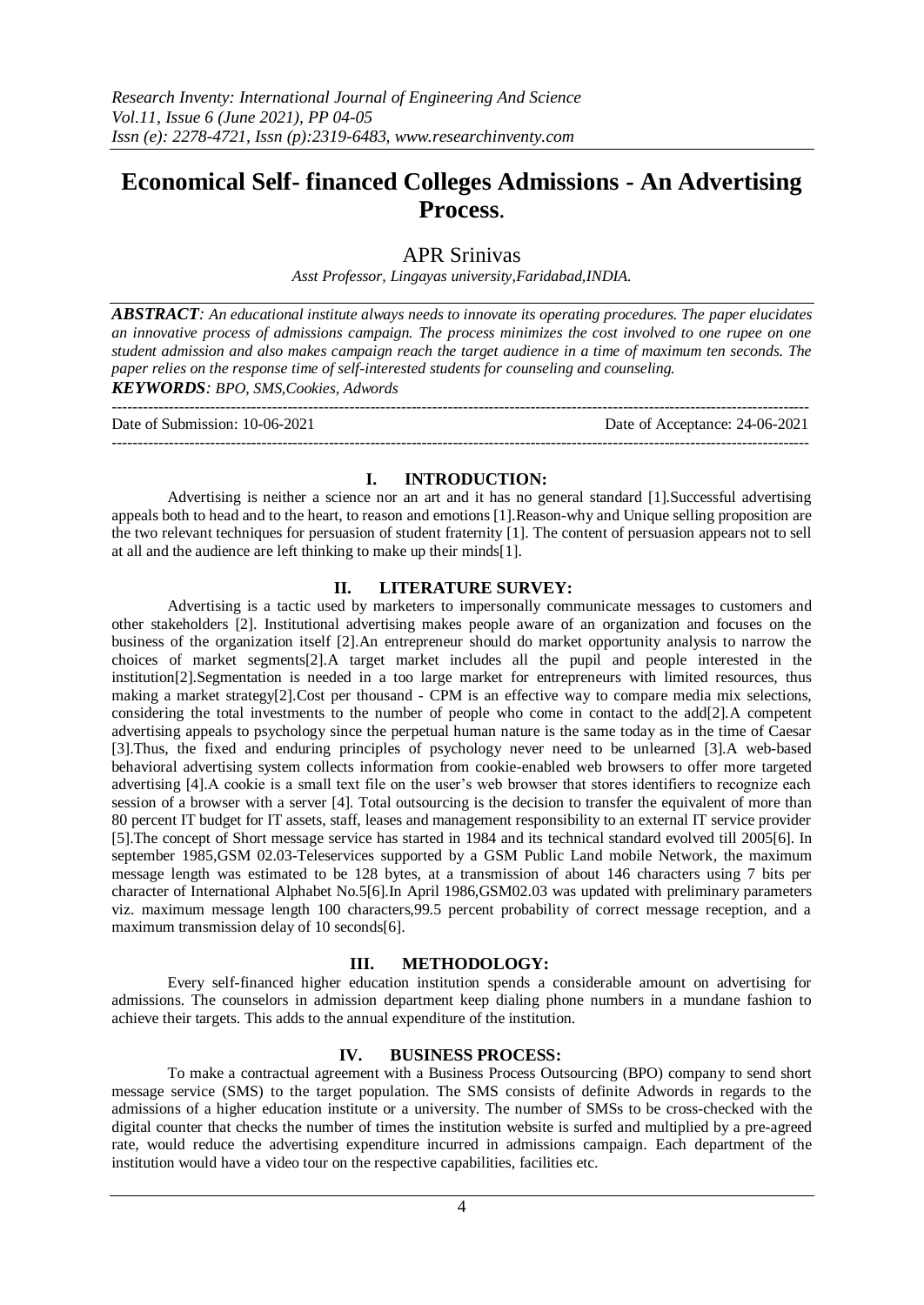# Economical Self- financed Colleges Admissions - An Advertising Process.

APR Srinivas

*Asst Professor, Lingayas university,Faridabad,INDIA.*

***ABSTRACT**: An educational institute always needs to innovate its operating procedures. The paper elucidates an innovative process of admissions campaign. The process minimizes the cost involved to one rupee on one student admission and also makes campaign reach the target audience in a time of maximum ten seconds. The paper relies on the response time of self-interested students for counseling and counseling.*

***KEYWORDS**: BPO, SMS,Cookies, Adwords*

---

Date of Submission: 10-06-2021 Date of Acceptance: 24-06-2021

---

## I. INTRODUCTION:

Advertising is neither a science nor an art and it has no general standard [1].Successful advertising appeals both to head and to the heart, to reason and emotions [1].Reason-why and Unique selling proposition are the two relevant techniques for persuasion of student fraternity [1]. The content of persuasion appears not to sell at all and the audience are left thinking to make up their minds[1].

## II. LITERATURE SURVEY:

Advertising is a tactic used by marketers to impersonally communicate messages to customers and other stakeholders [2]. Institutional advertising makes people aware of an organization and focuses on the business of the organization itself [2].An entrepreneur should do market opportunity analysis to narrow the choices of market segments[2].A target market includes all the pupil and people interested in the institution[2].Segmentation is needed in a too large market for entrepreneurs with limited resources, thus making a market strategy[2].Cost per thousand - CPM is an effective way to compare media mix selections, considering the total investments to the number of people who come in contact to the add[2].A competent advertising appeals to psychology since the perpetual human nature is the same today as in the time of Caesar [3].Thus, the fixed and enduring principles of psychology never need to be unlearned [3].A web-based behavioral advertising system collects information from cookie-enabled web browsers to offer more targeted advertising [4].A cookie is a small text file on the user's web browser that stores identifiers to recognize each session of a browser with a server [4]. Total outsourcing is the decision to transfer the equivalent of more than 80 percent IT budget for IT assets, staff, leases and management responsibility to an external IT service provider [5].The concept of Short message service has started in 1984 and its technical standard evolved till 2005[6]. In september 1985,GSM 02.03-Teleservices supported by a GSM Public Land mobile Network, the maximum message length was estimated to be 128 bytes, at a transmission of about 146 characters using 7 bits per character of International Alphabet No.5[6].In April 1986,GSM02.03 was updated with preliminary parameters viz. maximum message length 100 characters,99.5 percent probability of correct message reception, and a maximum transmission delay of 10 seconds[6].

## III. METHODOLOGY:

Every self-financed higher education institution spends a considerable amount on advertising for admissions. The counselors in admission department keep dialing phone numbers in a mundane fashion to achieve their targets. This adds to the annual expenditure of the institution.

## IV. BUSINESS PROCESS:

To make a contractual agreement with a Business Process Outsourcing (BPO) company to send short message service (SMS) to the target population. The SMS consists of definite Adwords in regards to the admissions of a higher education institute or a university. The number of SMSs to be cross-checked with the digital counter that checks the number of times the institution website is surfed and multiplied by a pre-agreed rate, would reduce the advertising expenditure incurred in admissions campaign. Each department of the institution would have a video tour on the respective capabilities, facilities etc.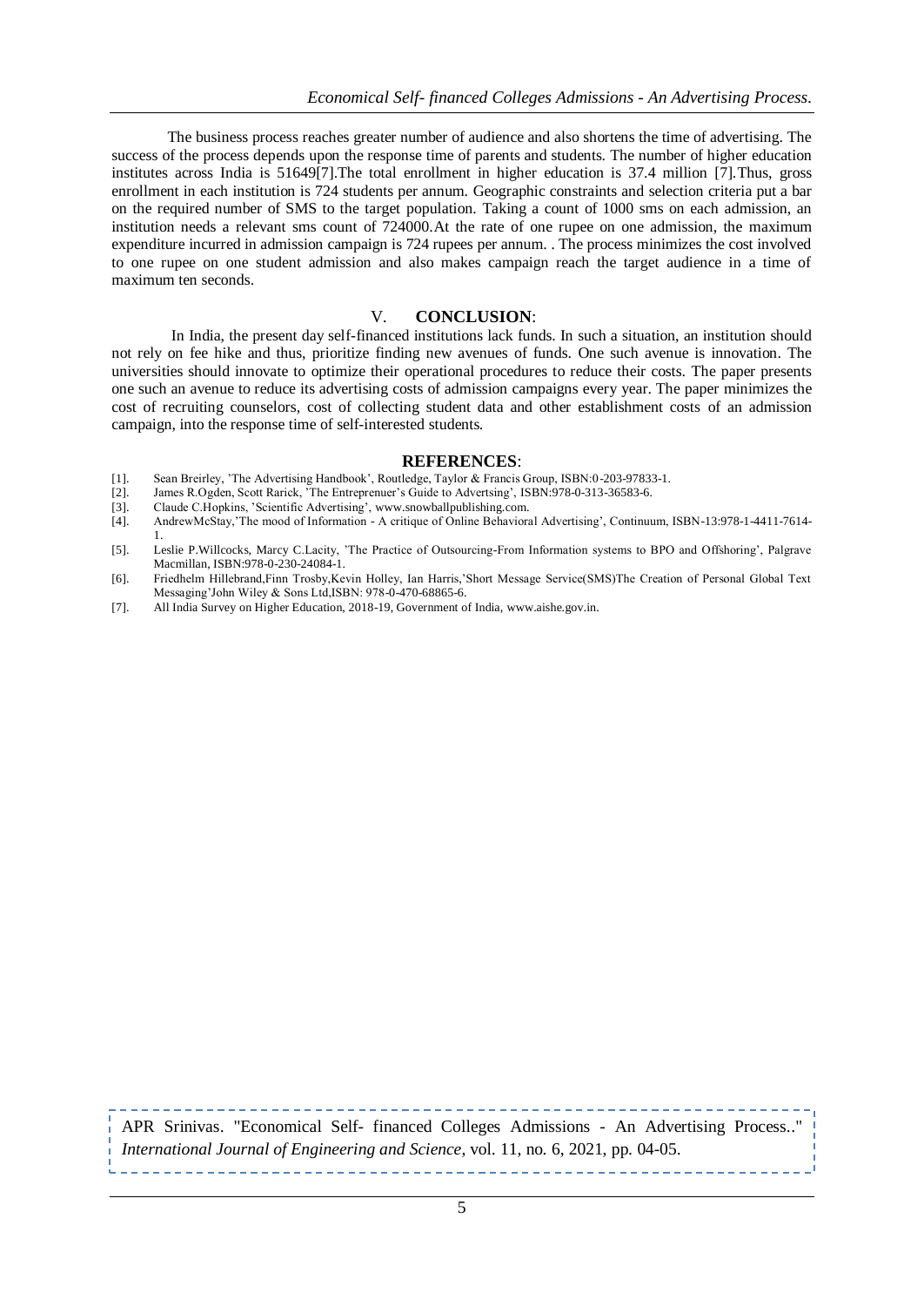The business process reaches greater number of audience and also shortens the time of advertising. The success of the process depends upon the response time of parents and students. The number of higher education institutes across India is 51649[7].The total enrollment in higher education is 37.4 million [7].Thus, gross enrollment in each institution is 724 students per annum. Geographic constraints and selection criteria put a bar on the required number of SMS to the target population. Taking a count of 1000 sms on each admission, an institution needs a relevant sms count of 724000.At the rate of one rupee on one admission, the maximum expenditure incurred in admission campaign is 724 rupees per annum. . The process minimizes the cost involved to one rupee on one student admission and also makes campaign reach the target audience in a time of maximum ten seconds.

## V. CONCLUSION:

In India, the present day self-financed institutions lack funds. In such a situation, an institution should not rely on fee hike and thus, prioritize finding new avenues of funds. One such avenue is innovation. The universities should innovate to optimize their operational procedures to reduce their costs. The paper presents one such an avenue to reduce its advertising costs of admission campaigns every year. The paper minimizes the cost of recruiting counselors, cost of collecting student data and other establishment costs of an admission campaign, into the response time of self-interested students.

## REFERENCES:

[1]. Sean Breirley, 'The Advertising Handbook', Routledge, Taylor & Francis Group, ISBN:0-203-97833-1.
[2]. James R.Ogden, Scott Rarick, 'The Entreprenuer's Guide to Advertsing', ISBN:978-0-313-36583-6.
[3]. Claude C.Hopkins, 'Scientific Advertising', www.snowballpublishing.com.
[4]. AndrewMcStay,'The mood of Information - A critique of Online Behavioral Advertising', Continuum, ISBN-13:978-1-4411-7614-1.
[5]. Leslie P.Willcocks, Marcy C.Lacity, 'The Practice of Outsourcing-From Information systems to BPO and Offshoring', Palgrave Macmillan, ISBN:978-0-230-24084-1.
[6]. Friedhelm Hillebrand,Finn Trosby,Kevin Holley, Ian Harris,'Short Message Service(SMS)The Creation of Personal Global Text Messaging'John Wiley & Sons Ltd,ISBN: 978-0-470-68865-6.
[7]. All India Survey on Higher Education, 2018-19, Government of India, www.aishe.gov.in.

APR Srinivas. "Economical Self- financed Colleges Admissions - An Advertising Process.." *International Journal of Engineering and Science*, vol. 11, no. 6, 2021, pp. 04-05.